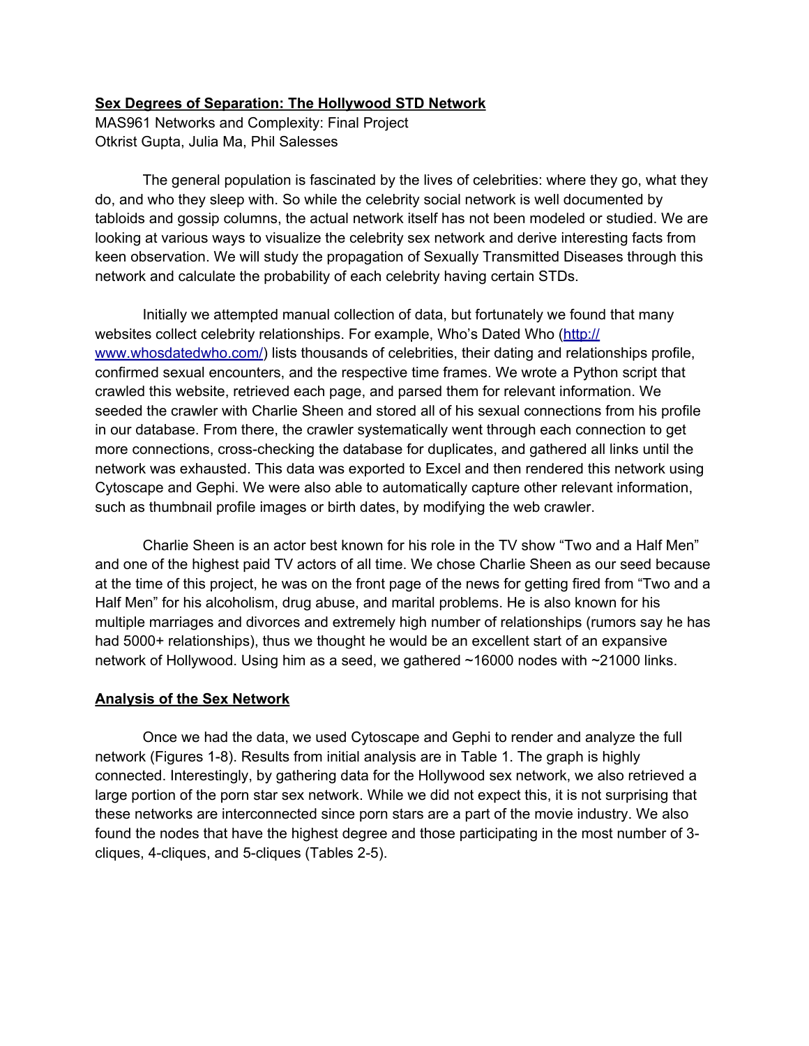**Sex Degrees of Separation: The Hollywood STD Network**

MAS961 Networks and Complexity: Final Project
Otkrist Gupta, Julia Ma, Phil Salesses

The general population is fascinated by the lives of celebrities: where they go, what they do, and who they sleep with. So while the celebrity social network is well documented by tabloids and gossip columns, the actual network itself has not been modeled or studied. We are looking at various ways to visualize the celebrity sex network and derive interesting facts from keen observation. We will study the propagation of Sexually Transmitted Diseases through this network and calculate the probability of each celebrity having certain STDs.

Initially we attempted manual collection of data, but fortunately we found that many websites collect celebrity relationships. For example, Who's Dated Who (http://www.whosdatedwho.com/) lists thousands of celebrities, their dating and relationships profile, confirmed sexual encounters, and the respective time frames. We wrote a Python script that crawled this website, retrieved each page, and parsed them for relevant information. We seeded the crawler with Charlie Sheen and stored all of his sexual connections from his profile in our database. From there, the crawler systematically went through each connection to get more connections, cross-checking the database for duplicates, and gathered all links until the network was exhausted. This data was exported to Excel and then rendered this network using Cytoscape and Gephi. We were also able to automatically capture other relevant information, such as thumbnail profile images or birth dates, by modifying the web crawler.

Charlie Sheen is an actor best known for his role in the TV show "Two and a Half Men" and one of the highest paid TV actors of all time. We chose Charlie Sheen as our seed because at the time of this project, he was on the front page of the news for getting fired from "Two and a Half Men" for his alcoholism, drug abuse, and marital problems. He is also known for his multiple marriages and divorces and extremely high number of relationships (rumors say he has had 5000+ relationships), thus we thought he would be an excellent start of an expansive network of Hollywood. Using him as a seed, we gathered ~16000 nodes with ~21000 links.

**Analysis of the Sex Network**

Once we had the data, we used Cytoscape and Gephi to render and analyze the full network (Figures 1-8). Results from initial analysis are in Table 1. The graph is highly connected. Interestingly, by gathering data for the Hollywood sex network, we also retrieved a large portion of the porn star sex network. While we did not expect this, it is not surprising that these networks are interconnected since porn stars are a part of the movie industry. We also found the nodes that have the highest degree and those participating in the most number of 3-cliques, 4-cliques, and 5-cliques (Tables 2-5).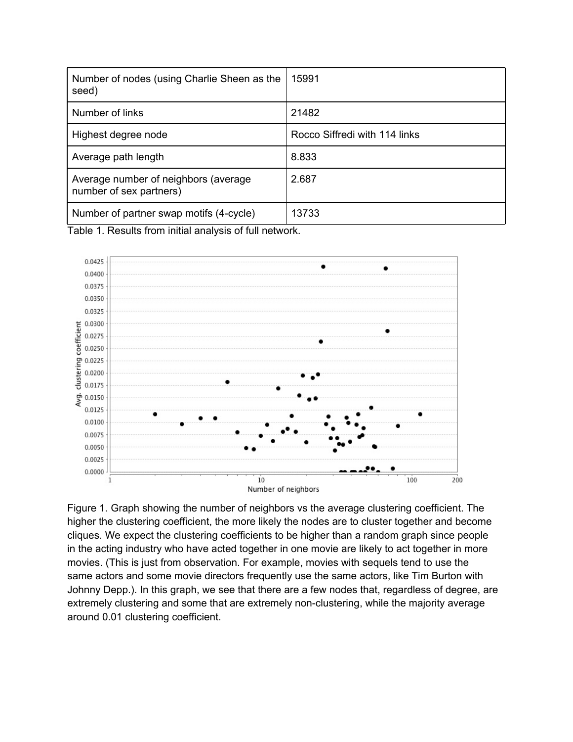| Number of nodes (using Charlie Sheen as the seed) | 15991 |
|---|---|
| Number of links | 21482 |
| Highest degree node | Rocco Siffredi with 114 links |
| Average path length | 8.833 |
| Average number of neighbors (average number of sex partners) | 2.687 |
| Number of partner swap motifs (4-cycle) | 13733 |

Table 1. Results from initial analysis of full network.

Figure 1. Graph showing the number of neighbors vs the average clustering coefficient. The higher the clustering coefficient, the more likely the nodes are to cluster together and become cliques. We expect the clustering coefficients to be higher than a random graph since people in the acting industry who have acted together in one movie are likely to act together in more movies. (This is just from observation. For example, movies with sequels tend to use the same actors and some movie directors frequently use the same actors, like Tim Burton with Johnny Depp.). In this graph, we see that there are a few nodes that, regardless of degree, are extremely clustering and some that are extremely non-clustering, while the majority average around 0.01 clustering coefficient.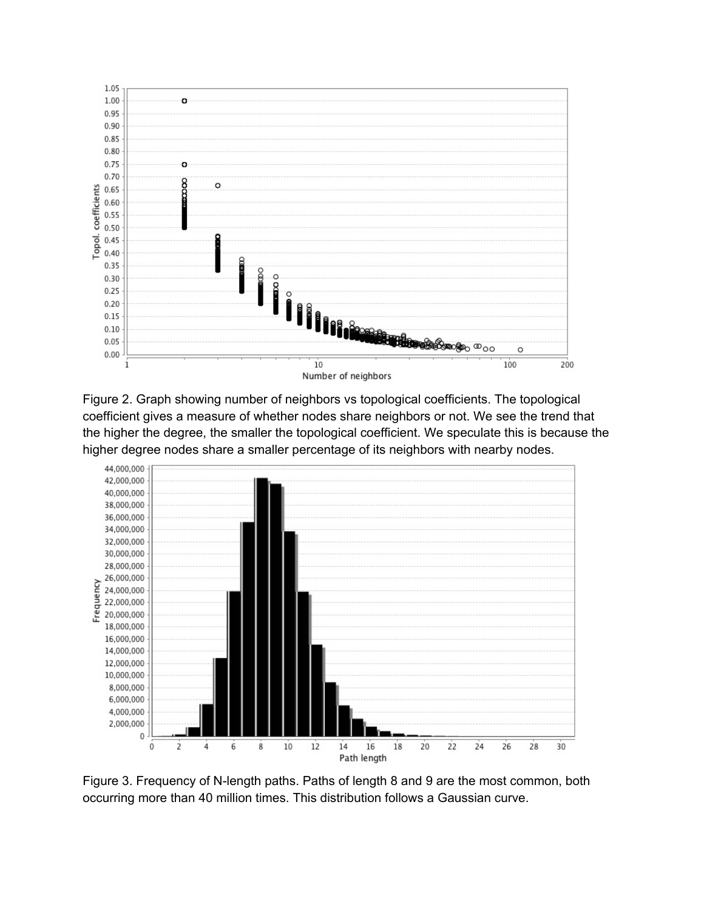Figure 2. Graph showing number of neighbors vs topological coefficients. The topological coefficient gives a measure of whether nodes share neighbors or not. We see the trend that the higher the degree, the smaller the topological coefficient. We speculate this is because the higher degree nodes share a smaller percentage of its neighbors with nearby nodes.

Figure 3. Frequency of N-length paths. Paths of length 8 and 9 are the most common, both occurring more than 40 million times. This distribution follows a Gaussian curve.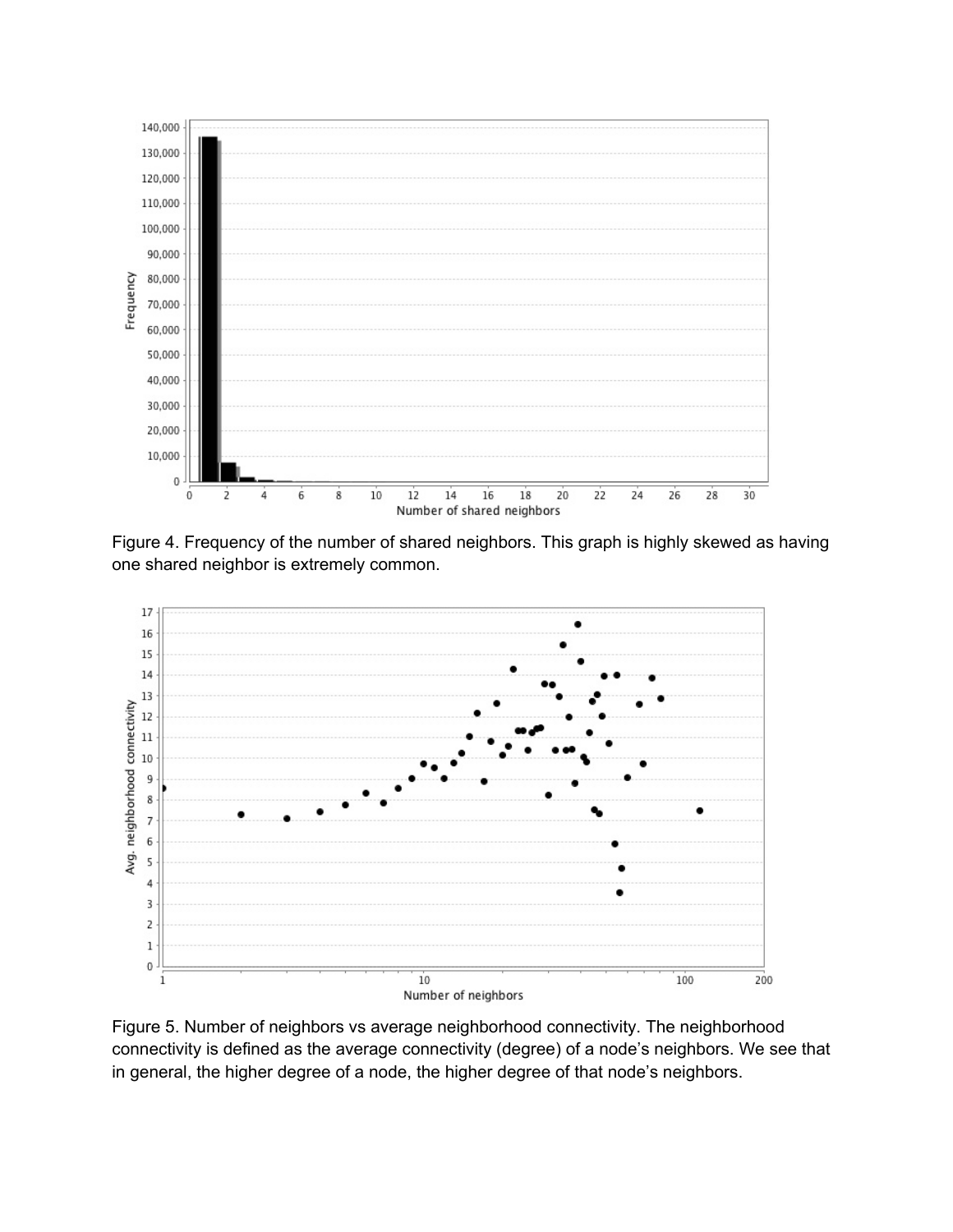Figure 4. Frequency of the number of shared neighbors. This graph is highly skewed as having one shared neighbor is extremely common.

Figure 5. Number of neighbors vs average neighborhood connectivity. The neighborhood connectivity is defined as the average connectivity (degree) of a node's neighbors. We see that in general, the higher degree of a node, the higher degree of that node's neighbors.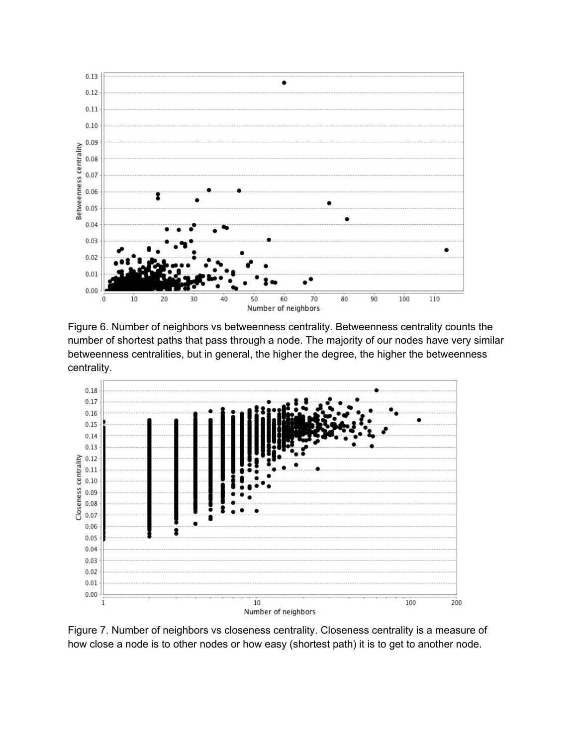Figure 6. Number of neighbors vs betweenness centrality. Betweenness centrality counts the number of shortest paths that pass through a node. The majority of our nodes have very similar betweenness centralities, but in general, the higher the degree, the higher the betweenness centrality.

Figure 7. Number of neighbors vs closeness centrality. Closeness centrality is a measure of how close a node is to other nodes or how easy (shortest path) it is to get to another node.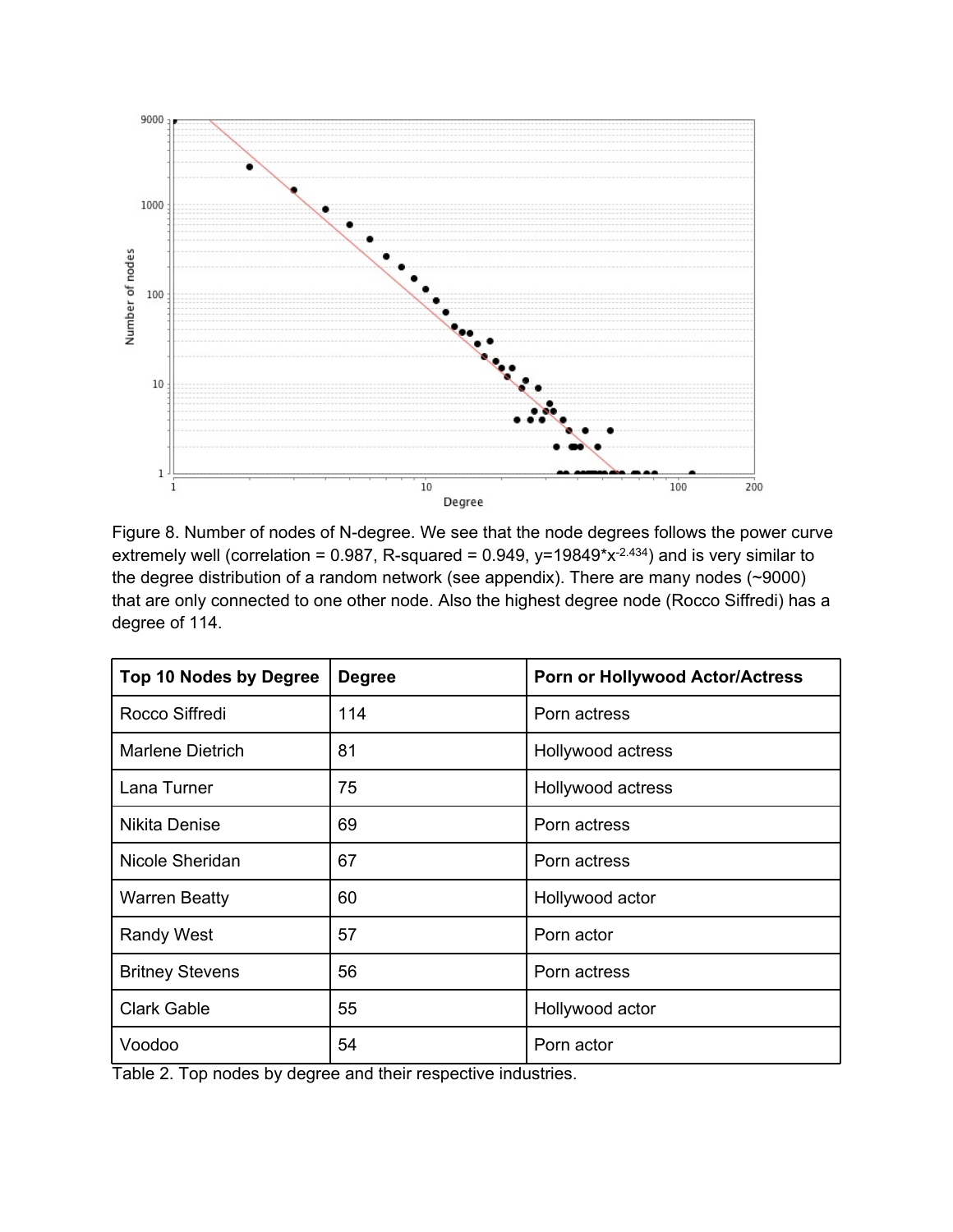Figure 8. Number of nodes of N-degree. We see that the node degrees follows the power curve extremely well (correlation = 0.987, R-squared = 0.949, $y=19849*x^{-2.434}$) and is very similar to the degree distribution of a random network (see appendix). There are many nodes (~9000) that are only connected to one other node. Also the highest degree node (Rocco Siffredi) has a degree of 114.

| Top 10 Nodes by Degree | Degree | Porn or Hollywood Actor/Actress |
|---|---|---|
| Rocco Siffredi | 114 | Porn actress |
| Marlene Dietrich | 81 | Hollywood actress |
| Lana Turner | 75 | Hollywood actress |
| Nikita Denise | 69 | Porn actress |
| Nicole Sheridan | 67 | Porn actress |
| Warren Beatty | 60 | Hollywood actor |
| Randy West | 57 | Porn actor |
| Britney Stevens | 56 | Porn actress |
| Clark Gable | 55 | Hollywood actor |
| Voodoo | 54 | Porn actor |

Table 2. Top nodes by degree and their respective industries.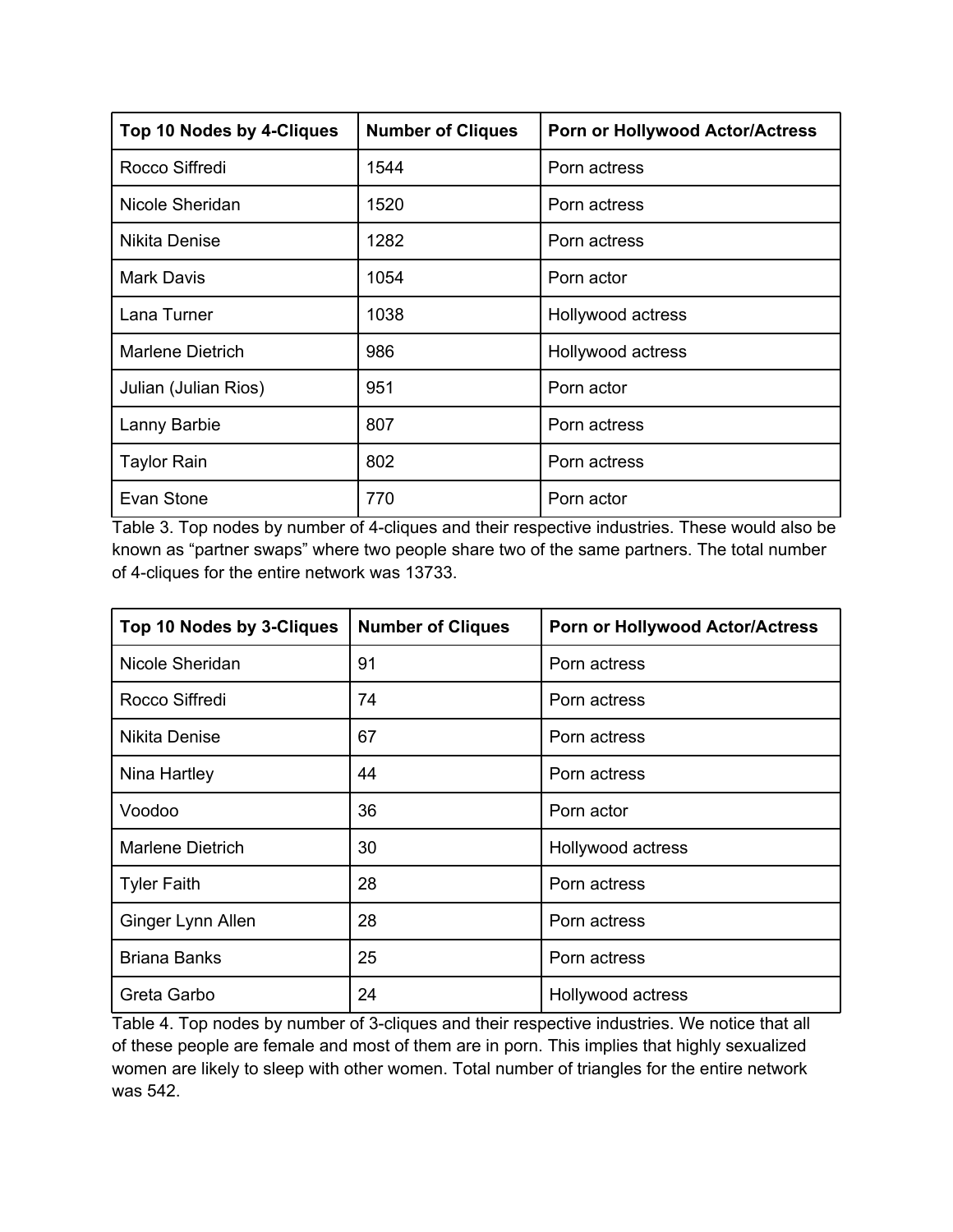| Top 10 Nodes by 4-Cliques | Number of Cliques | Porn or Hollywood Actor/Actress |
|---|---|---|
| Rocco Siffredi | 1544 | Porn actress |
| Nicole Sheridan | 1520 | Porn actress |
| Nikita Denise | 1282 | Porn actress |
| Mark Davis | 1054 | Porn actor |
| Lana Turner | 1038 | Hollywood actress |
| Marlene Dietrich | 986 | Hollywood actress |
| Julian (Julian Rios) | 951 | Porn actor |
| Lanny Barbie | 807 | Porn actress |
| Taylor Rain | 802 | Porn actress |
| Evan Stone | 770 | Porn actor |

Table 3. Top nodes by number of 4-cliques and their respective industries. These would also be known as "partner swaps" where two people share two of the same partners. The total number of 4-cliques for the entire network was 13733.

| Top 10 Nodes by 3-Cliques | Number of Cliques | Porn or Hollywood Actor/Actress |
|---|---|---|
| Nicole Sheridan | 91 | Porn actress |
| Rocco Siffredi | 74 | Porn actress |
| Nikita Denise | 67 | Porn actress |
| Nina Hartley | 44 | Porn actress |
| Voodoo | 36 | Porn actor |
| Marlene Dietrich | 30 | Hollywood actress |
| Tyler Faith | 28 | Porn actress |
| Ginger Lynn Allen | 28 | Porn actress |
| Briana Banks | 25 | Porn actress |
| Greta Garbo | 24 | Hollywood actress |

Table 4. Top nodes by number of 3-cliques and their respective industries. We notice that all of these people are female and most of them are in porn. This implies that highly sexualized women are likely to sleep with other women. Total number of triangles for the entire network was 542.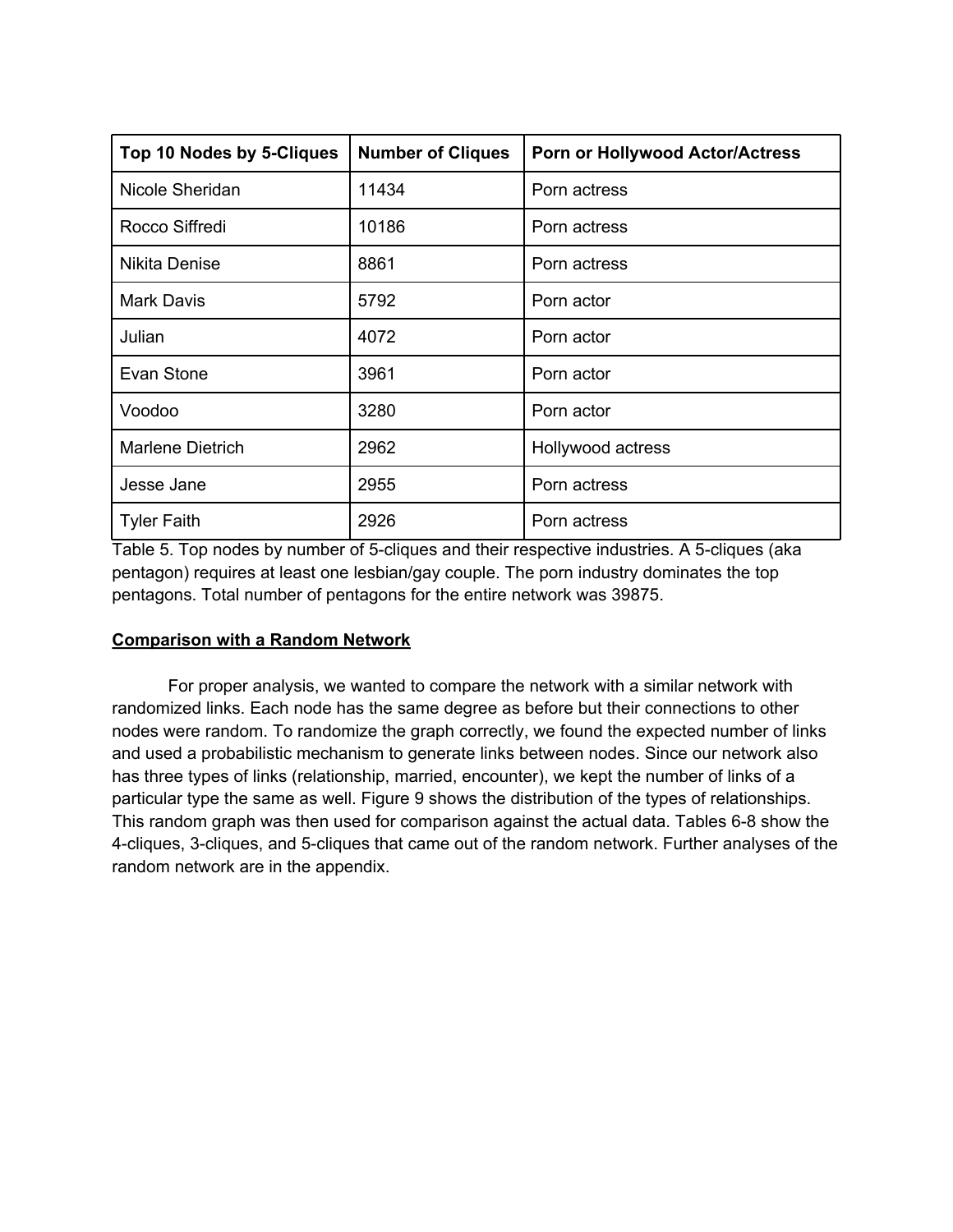| Top 10 Nodes by 5-Cliques | Number of Cliques | Porn or Hollywood Actor/Actress |
| --- | --- | --- |
| Nicole Sheridan | 11434 | Porn actress |
| Rocco Siffredi | 10186 | Porn actress |
| Nikita Denise | 8861 | Porn actress |
| Mark Davis | 5792 | Porn actor |
| Julian | 4072 | Porn actor |
| Evan Stone | 3961 | Porn actor |
| Voodoo | 3280 | Porn actor |
| Marlene Dietrich | 2962 | Hollywood actress |
| Jesse Jane | 2955 | Porn actress |
| Tyler Faith | 2926 | Porn actress |

Table 5. Top nodes by number of 5-cliques and their respective industries. A 5-cliques (aka pentagon) requires at least one lesbian/gay couple. The porn industry dominates the top pentagons. Total number of pentagons for the entire network was 39875.

## Comparison with a Random Network

For proper analysis, we wanted to compare the network with a similar network with randomized links. Each node has the same degree as before but their connections to other nodes were random. To randomize the graph correctly, we found the expected number of links and used a probabilistic mechanism to generate links between nodes. Since our network also has three types of links (relationship, married, encounter), we kept the number of links of a particular type the same as well. Figure 9 shows the distribution of the types of relationships. This random graph was then used for comparison against the actual data. Tables 6-8 show the 4-cliques, 3-cliques, and 5-cliques that came out of the random network. Further analyses of the random network are in the appendix.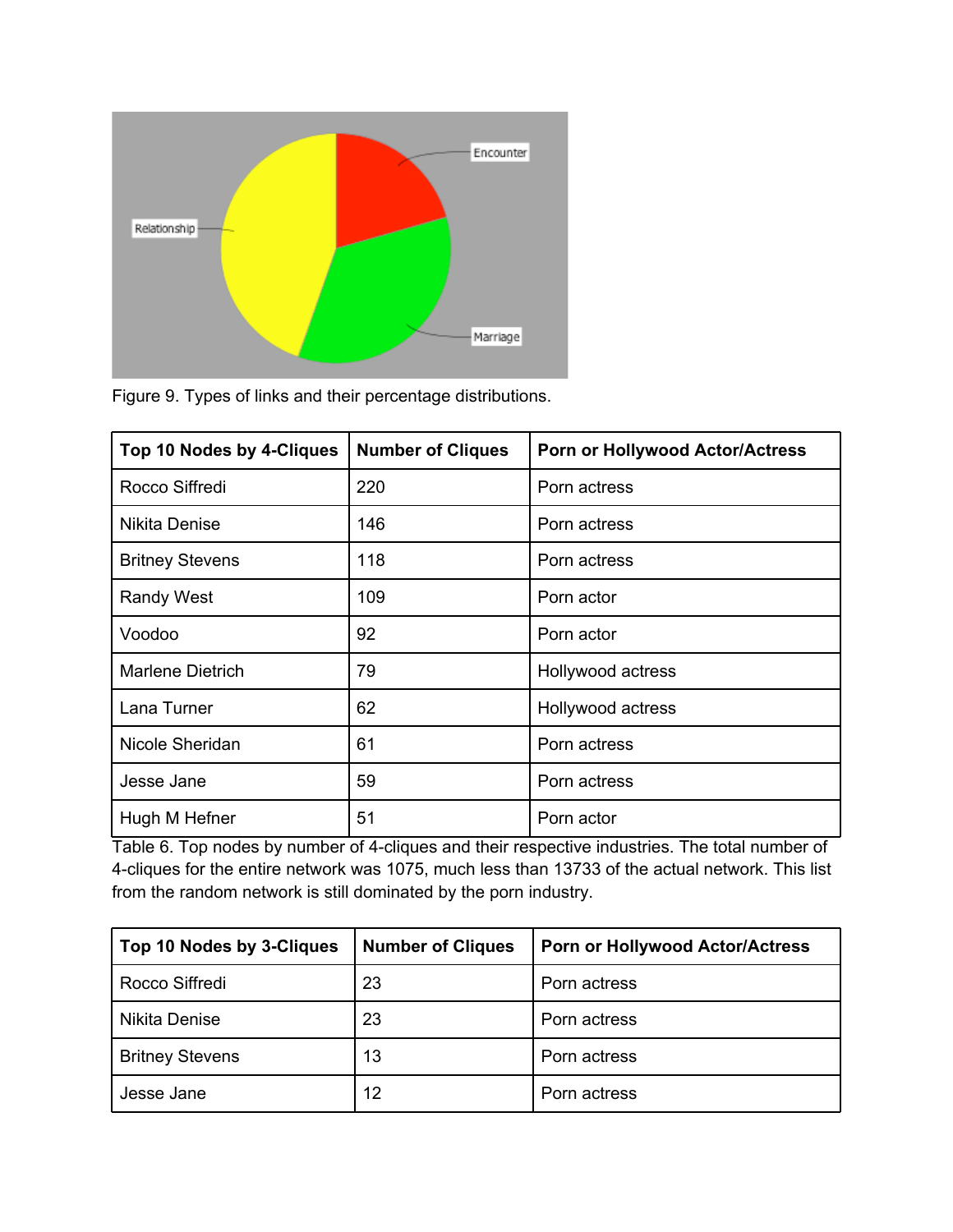Figure 9. Types of links and their percentage distributions.

| Top 10 Nodes by 4-Cliques | Number of Cliques | Porn or Hollywood Actor/Actress |
|---|---|---|
| Rocco Siffredi | 220 | Porn actress |
| Nikita Denise | 146 | Porn actress |
| Britney Stevens | 118 | Porn actress |
| Randy West | 109 | Porn actor |
| Voodoo | 92 | Porn actor |
| Marlene Dietrich | 79 | Hollywood actress |
| Lana Turner | 62 | Hollywood actress |
| Nicole Sheridan | 61 | Porn actress |
| Jesse Jane | 59 | Porn actress |
| Hugh M Hefner | 51 | Porn actor |

Table 6. Top nodes by number of 4-cliques and their respective industries. The total number of 4-cliques for the entire network was 1075, much less than 13733 of the actual network. This list from the random network is still dominated by the porn industry.

| Top 10 Nodes by 3-Cliques | Number of Cliques | Porn or Hollywood Actor/Actress |
|---|---|---|
| Rocco Siffredi | 23 | Porn actress |
| Nikita Denise | 23 | Porn actress |
| Britney Stevens | 13 | Porn actress |
| Jesse Jane | 12 | Porn actress |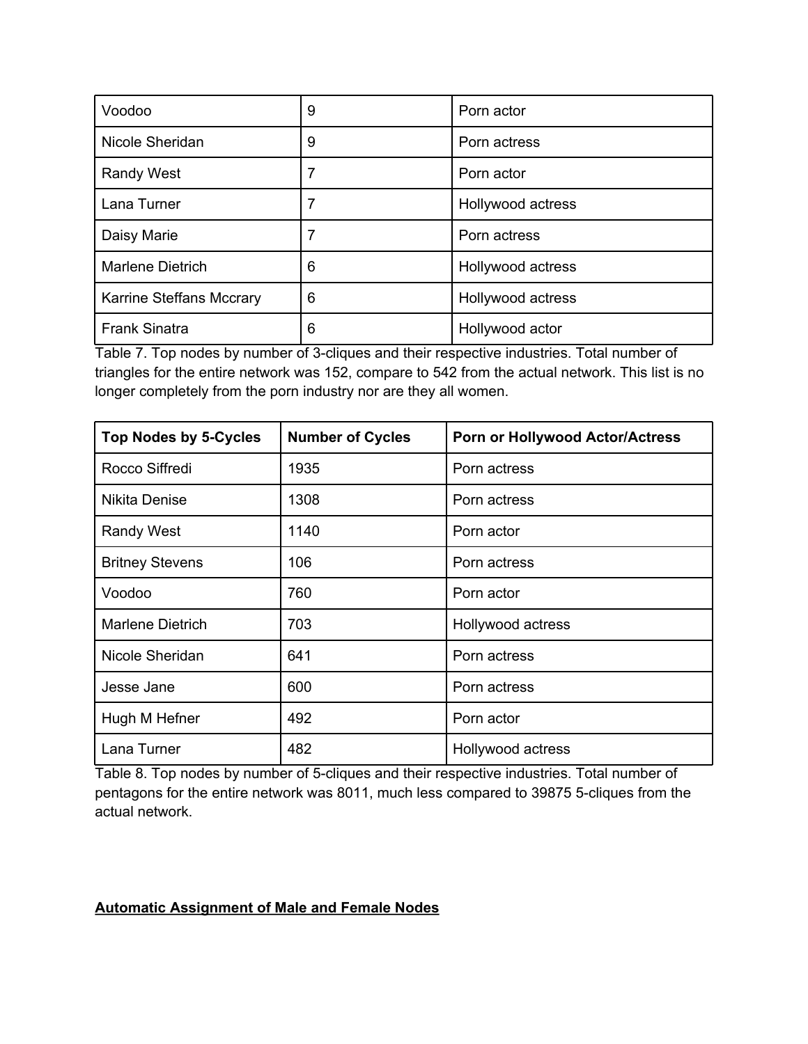| Voodoo | 9 | Porn actor |
| --- | --- | --- |
| Nicole Sheridan | 9 | Porn actress |
| Randy West | 7 | Porn actor |
| Lana Turner | 7 | Hollywood actress |
| Daisy Marie | 7 | Porn actress |
| Marlene Dietrich | 6 | Hollywood actress |
| Karrine Steffans Mccrary | 6 | Hollywood actress |
| Frank Sinatra | 6 | Hollywood actor |

Table 7. Top nodes by number of 3-cliques and their respective industries. Total number of triangles for the entire network was 152, compare to 542 from the actual network. This list is no longer completely from the porn industry nor are they all women.

| Top Nodes by 5-Cycles | Number of Cycles | Porn or Hollywood Actor/Actress |
| --- | --- | --- |
| Rocco Siffredi | 1935 | Porn actress |
| Nikita Denise | 1308 | Porn actress |
| Randy West | 1140 | Porn actor |
| Britney Stevens | 106 | Porn actress |
| Voodoo | 760 | Porn actor |
| Marlene Dietrich | 703 | Hollywood actress |
| Nicole Sheridan | 641 | Porn actress |
| Jesse Jane | 600 | Porn actress |
| Hugh M Hefner | 492 | Porn actor |
| Lana Turner | 482 | Hollywood actress |

Table 8. Top nodes by number of 5-cliques and their respective industries. Total number of pentagons for the entire network was 8011, much less compared to 39875 5-cliques from the actual network.

## **Automatic Assignment of Male and Female Nodes**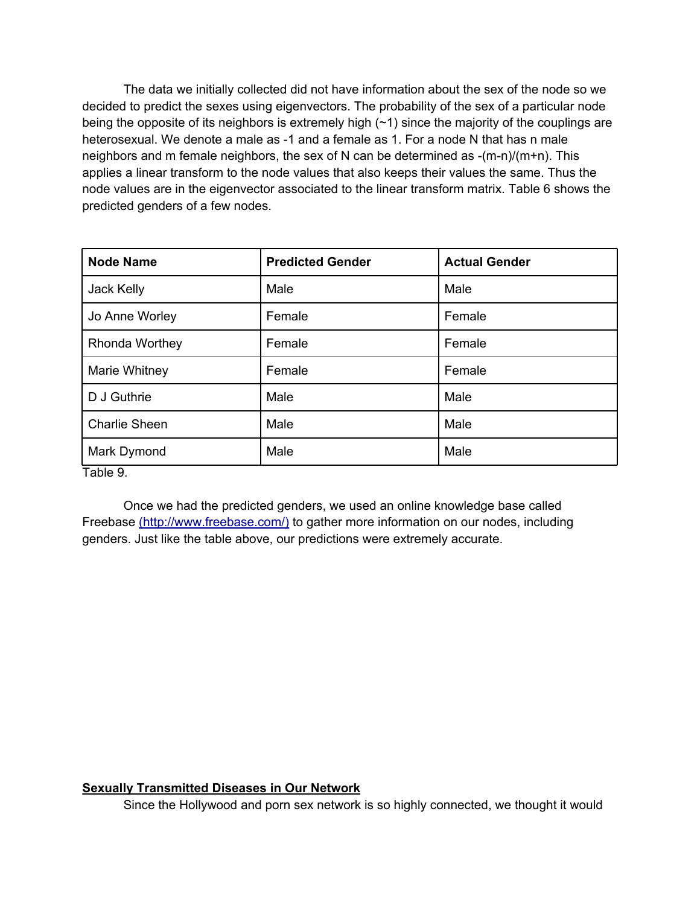The data we initially collected did not have information about the sex of the node so we decided to predict the sexes using eigenvectors. The probability of the sex of a particular node being the opposite of its neighbors is extremely high (~1) since the majority of the couplings are heterosexual. We denote a male as -1 and a female as 1. For a node N that has n male neighbors and m female neighbors, the sex of N can be determined as $-(m-n)/(m+n)$. This applies a linear transform to the node values that also keeps their values the same. Thus the node values are in the eigenvector associated to the linear transform matrix. Table 6 shows the predicted genders of a few nodes.

| Node Name | Predicted Gender | Actual Gender |
|---|---|---|
| Jack Kelly | Male | Male |
| Jo Anne Worley | Female | Female |
| Rhonda Worthey | Female | Female |
| Marie Whitney | Female | Female |
| D J Guthrie | Male | Male |
| Charlie Sheen | Male | Male |
| Mark Dymond | Male | Male |

Table 9.

Once we had the predicted genders, we used an online knowledge base called Freebase (http://www.freebase.com/) to gather more information on our nodes, including genders. Just like the table above, our predictions were extremely accurate.

## Sexually Transmitted Diseases in Our Network

Since the Hollywood and porn sex network is so highly connected, we thought it would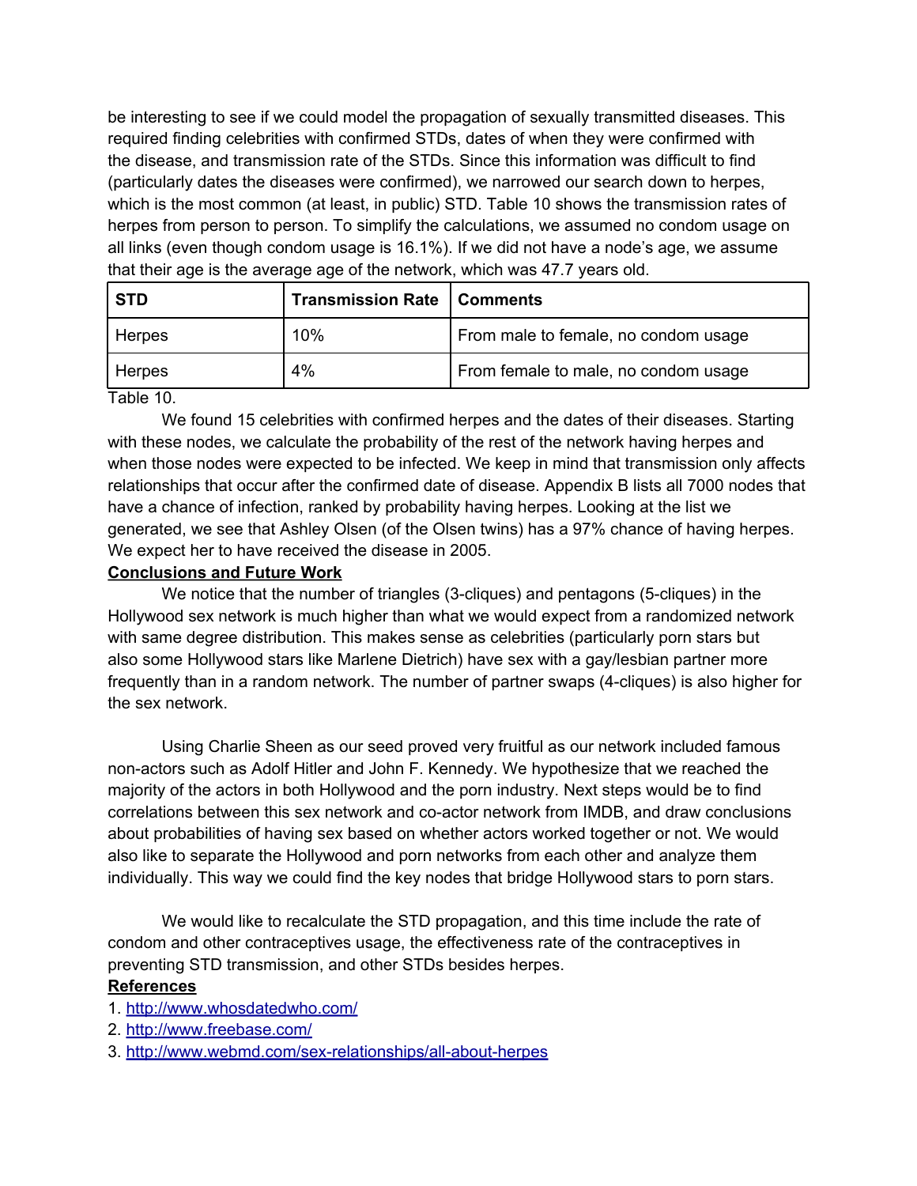be interesting to see if we could model the propagation of sexually transmitted diseases. This required finding celebrities with confirmed STDs, dates of when they were confirmed with the disease, and transmission rate of the STDs. Since this information was difficult to find (particularly dates the diseases were confirmed), we narrowed our search down to herpes, which is the most common (at least, in public) STD. Table 10 shows the transmission rates of herpes from person to person. To simplify the calculations, we assumed no condom usage on all links (even though condom usage is 16.1%). If we did not have a node's age, we assume that their age is the average age of the network, which was 47.7 years old.

| STD | Transmission Rate | Comments |
|---|---|---|
| Herpes | 10% | From male to female, no condom usage |
| Herpes | 4% | From female to male, no condom usage |

Table 10.

We found 15 celebrities with confirmed herpes and the dates of their diseases. Starting with these nodes, we calculate the probability of the rest of the network having herpes and when those nodes were expected to be infected. We keep in mind that transmission only affects relationships that occur after the confirmed date of disease. Appendix B lists all 7000 nodes that have a chance of infection, ranked by probability having herpes. Looking at the list we generated, we see that Ashley Olsen (of the Olsen twins) has a 97% chance of having herpes. We expect her to have received the disease in 2005.

**Conclusions and Future Work**

We notice that the number of triangles (3-cliques) and pentagons (5-cliques) in the Hollywood sex network is much higher than what we would expect from a randomized network with same degree distribution. This makes sense as celebrities (particularly porn stars but also some Hollywood stars like Marlene Dietrich) have sex with a gay/lesbian partner more frequently than in a random network. The number of partner swaps (4-cliques) is also higher for the sex network.

Using Charlie Sheen as our seed proved very fruitful as our network included famous non-actors such as Adolf Hitler and John F. Kennedy. We hypothesize that we reached the majority of the actors in both Hollywood and the porn industry. Next steps would be to find correlations between this sex network and co-actor network from IMDB, and draw conclusions about probabilities of having sex based on whether actors worked together or not. We would also like to separate the Hollywood and porn networks from each other and analyze them individually. This way we could find the key nodes that bridge Hollywood stars to porn stars.

We would like to recalculate the STD propagation, and this time include the rate of condom and other contraceptives usage, the effectiveness rate of the contraceptives in preventing STD transmission, and other STDs besides herpes.

**References**

1. http://www.whosdatedwho.com/
2. http://www.freebase.com/
3. http://www.webmd.com/sex-relationships/all-about-herpes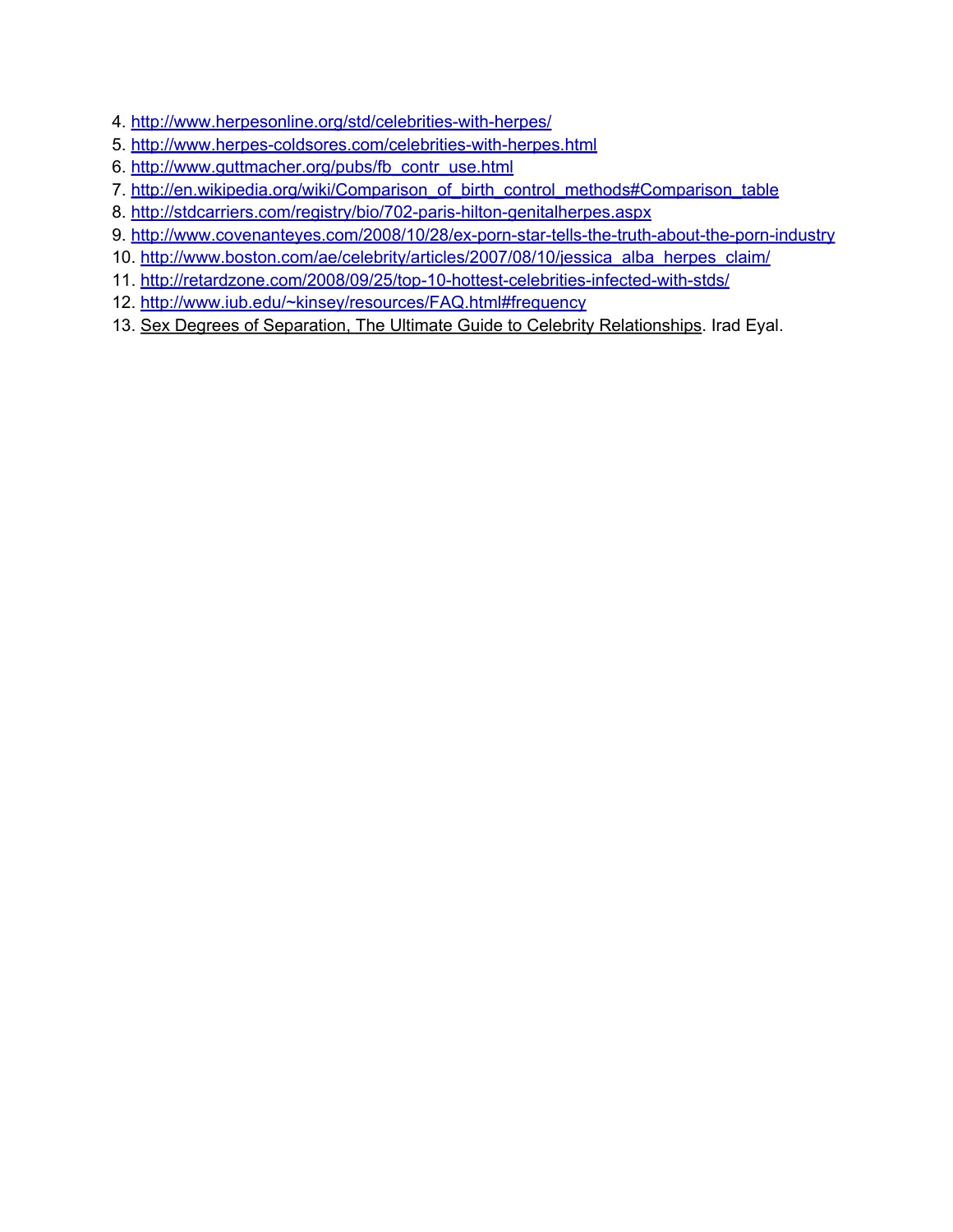4. http://www.herpesonline.org/std/celebrities-with-herpes/
5. http://www.herpes-coldsores.com/celebrities-with-herpes.html
6. http://www.guttmacher.org/pubs/fb_contr_use.html
7. http://en.wikipedia.org/wiki/Comparison_of_birth_control_methods#Comparison_table
8. http://stdcarriers.com/registry/bio/702-paris-hilton-genitalherpes.aspx
9. http://www.covenanteyes.com/2008/10/28/ex-porn-star-tells-the-truth-about-the-porn-industry
10. http://www.boston.com/ae/celebrity/articles/2007/08/10/jessica_alba_herpes_claim/
11. http://retardzone.com/2008/09/25/top-10-hottest-celebrities-infected-with-stds/
12. http://www.iub.edu/~kinsey/resources/FAQ.html#frequency
13. Sex Degrees of Separation, The Ultimate Guide to Celebrity Relationships. Irad Eyal.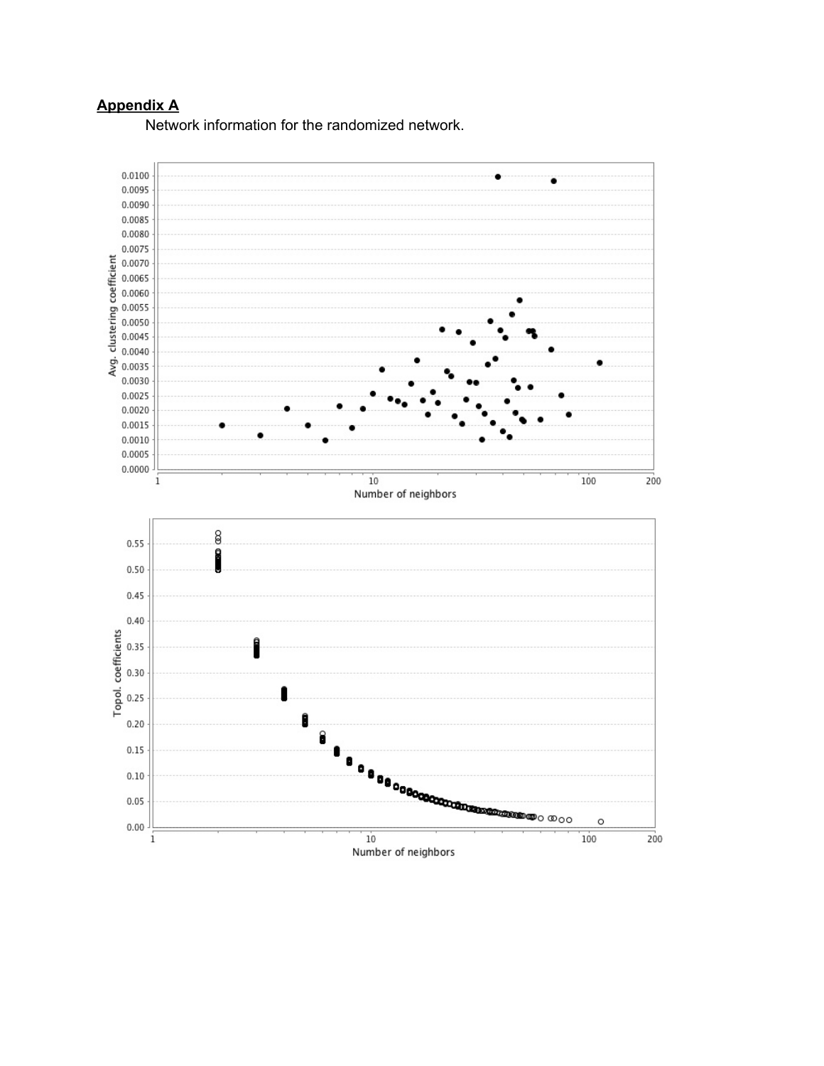## Appendix A

Network information for the randomized network.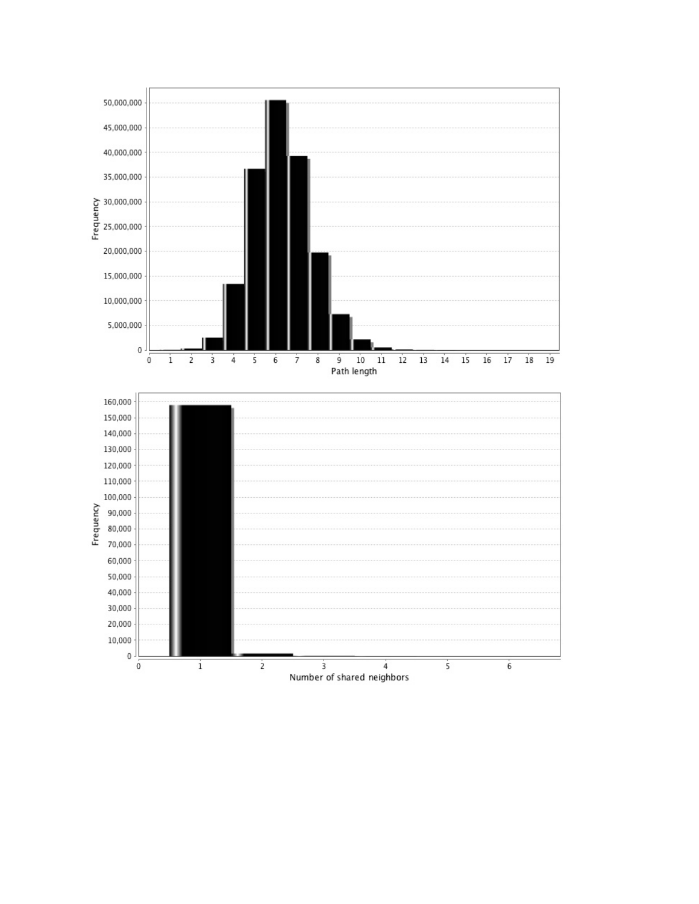Frequency

Path length

Frequency

Number of shared neighbors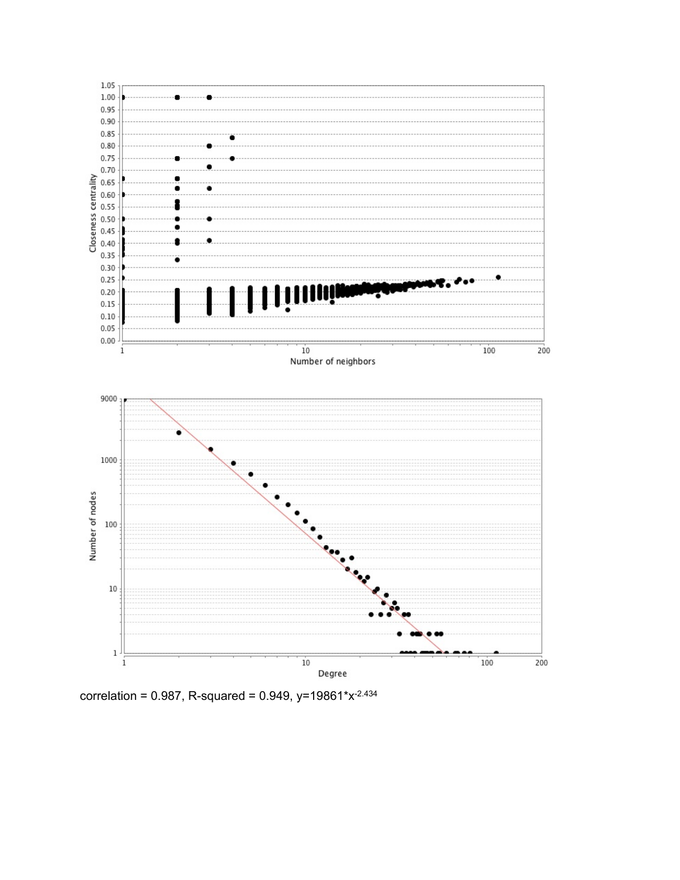1.05
1.00
0.95
0.90
0.85
0.80
0.75
0.70
0.65
0.60
0.55
0.50
0.45
0.40
0.35
0.30
0.25
0.20
0.15
0.10
0.05
0.00

Closeness centrality

1
10
100
200

Number of neighbors

9000
1000
100
10
1

Number of nodes

1
10
100
200

Degree

correlation = 0.987, R-squared = 0.949, $y=19861*x^{-2.434}$